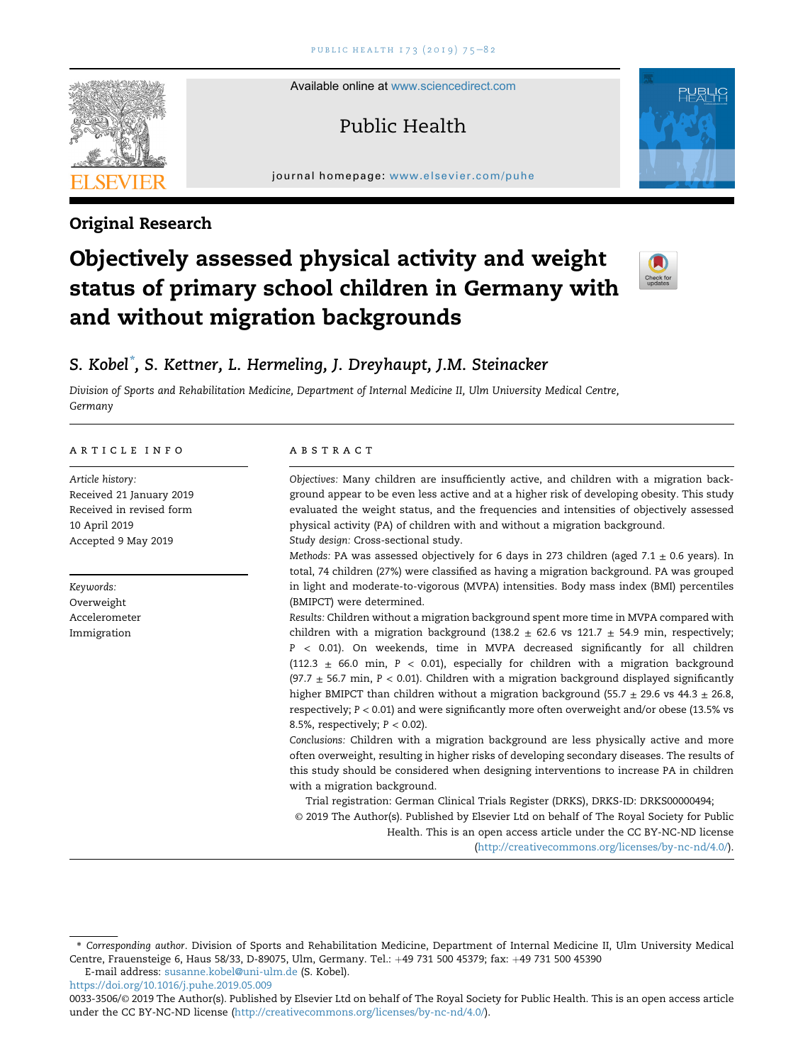Original Research

# Objectively assessed physical activity and weight status of primary school children in Germany with and without migration backgrounds

S. Kobel*, S. Kettner, L. Hermeling, J. Dreyhaupt, J.M. Steinacker

*Division of Sports and Rehabilitation Medicine, Department of Internal Medicine II, Ulm University Medical Centre, Germany*

## ARTICLE INFO

*Article history:*
Received 21 January 2019
Received in revised form 10 April 2019
Accepted 9 May 2019

*Keywords:*
Overweight
Accelerometer
Immigration

## ABSTRACT

*Objectives:* Many children are insufficiently active, and children with a migration background appear to be even less active and at a higher risk of developing obesity. This study evaluated the weight status, and the frequencies and intensities of objectively assessed physical activity (PA) of children with and without a migration background.

*Study design:* Cross-sectional study.

*Methods:* PA was assessed objectively for 6 days in 273 children (aged 7.1 ± 0.6 years). In total, 74 children (27%) were classified as having a migration background. PA was grouped in light and moderate-to-vigorous (MVPA) intensities. Body mass index (BMI) percentiles (BMIPCT) were determined.

*Results:* Children without a migration background spent more time in MVPA compared with children with a migration background (138.2 ± 62.6 vs 121.7 ± 54.9 min, respectively; $P < 0.01$). On weekends, time in MVPA decreased significantly for all children (112.3 ± 66.0 min, $P < 0.01$), especially for children with a migration background (97.7 ± 56.7 min, $P < 0.01$). Children with a migration background displayed significantly higher BMIPCT than children without a migration background (55.7 ± 29.6 vs 44.3 ± 26.8, respectively; $P < 0.01$) and were significantly more often overweight and/or obese (13.5% vs 8.5%, respectively; $P < 0.02$).

*Conclusions:* Children with a migration background are less physically active and more often overweight, resulting in higher risks of developing secondary diseases. The results of this study should be considered when designing interventions to increase PA in children with a migration background.

Trial registration: German Clinical Trials Register (DRKS), DRKS-ID: DRKS00000494;

© 2019 The Author(s). Published by Elsevier Ltd on behalf of The Royal Society for Public Health. This is an open access article under the CC BY-NC-ND license (http://creativecommons.org/licenses/by-nc-nd/4.0/).

---

* *Corresponding author*. Division of Sports and Rehabilitation Medicine, Department of Internal Medicine II, Ulm University Medical Centre, Frauensteige 6, Haus 58/33, D-89075, Ulm, Germany. Tel.: +49 731 500 45379; fax: +49 731 500 45390

E-mail address: susanne.kobel@uni-ulm.de (S. Kobel).

https://doi.org/10.1016/j.puhe.2019.05.009

0033-3506/© 2019 The Author(s). Published by Elsevier Ltd on behalf of The Royal Society for Public Health. This is an open access article under the CC BY-NC-ND license (http://creativecommons.org/licenses/by-nc-nd/4.0/).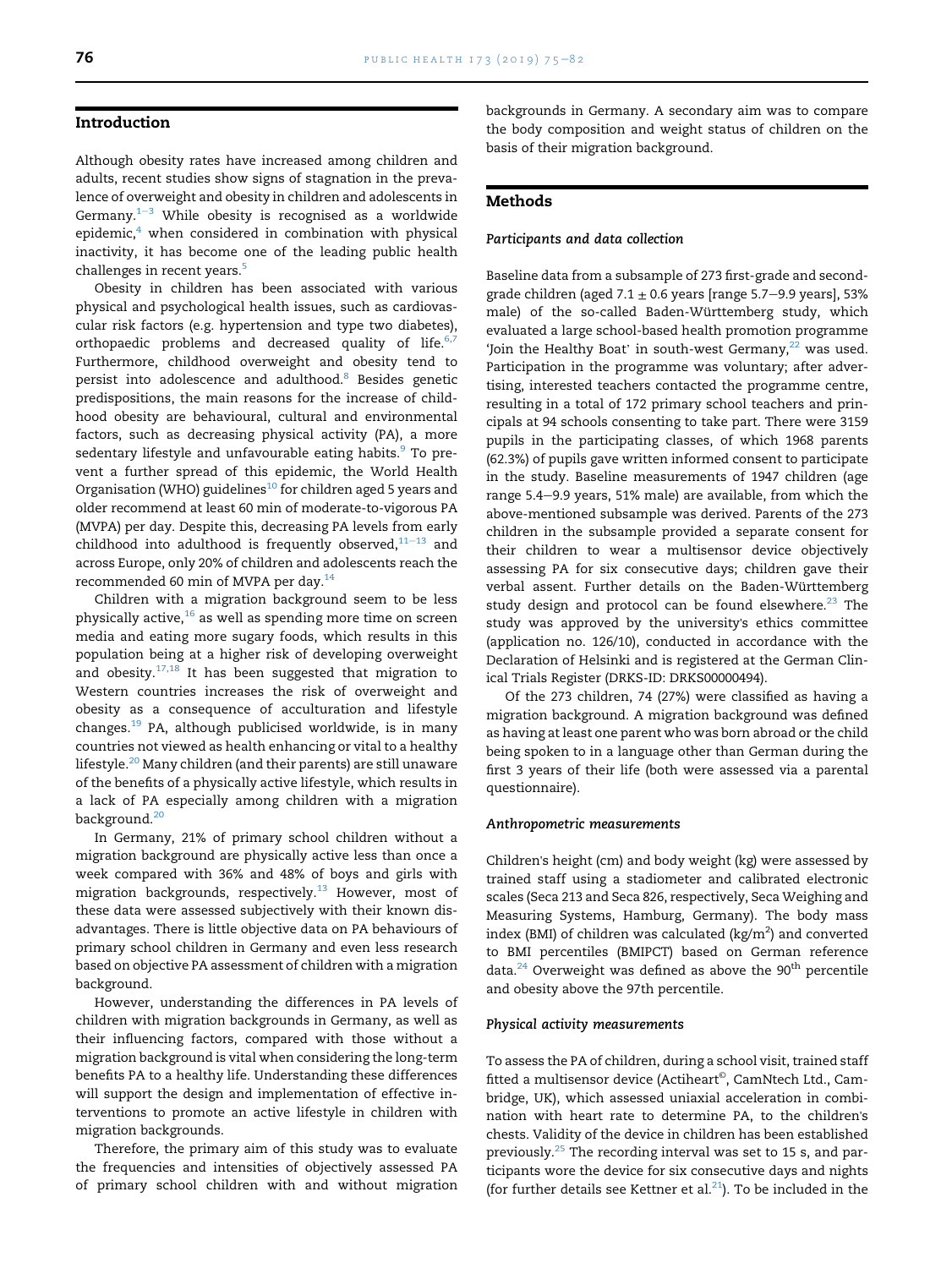## Introduction

Although obesity rates have increased among children and adults, recent studies show signs of stagnation in the prevalence of overweight and obesity in children and adolescents in Germany.[1–3] While obesity is recognised as a worldwide epidemic,[4] when considered in combination with physical inactivity, it has become one of the leading public health challenges in recent years.[5]

Obesity in children has been associated with various physical and psychological health issues, such as cardiovascular risk factors (e.g. hypertension and type two diabetes), orthopaedic problems and decreased quality of life.[6,7] Furthermore, childhood overweight and obesity tend to persist into adolescence and adulthood.[8] Besides genetic predispositions, the main reasons for the increase of childhood obesity are behavioural, cultural and environmental factors, such as decreasing physical activity (PA), a more sedentary lifestyle and unfavourable eating habits.[9] To prevent a further spread of this epidemic, the World Health Organisation (WHO) guidelines[10] for children aged 5 years and older recommend at least 60 min of moderate-to-vigorous PA (MVPA) per day. Despite this, decreasing PA levels from early childhood into adulthood is frequently observed,[11–13] and across Europe, only 20% of children and adolescents reach the recommended 60 min of MVPA per day.[14]

Children with a migration background seem to be less physically active,[16] as well as spending more time on screen media and eating more sugary foods, which results in this population being at a higher risk of developing overweight and obesity.[17,18] It has been suggested that migration to Western countries increases the risk of overweight and obesity as a consequence of acculturation and lifestyle changes.[19] PA, although publicised worldwide, is in many countries not viewed as health enhancing or vital to a healthy lifestyle.[20] Many children (and their parents) are still unaware of the benefits of a physically active lifestyle, which results in a lack of PA especially among children with a migration background.[20]

In Germany, 21% of primary school children without a migration background are physically active less than once a week compared with 36% and 48% of boys and girls with migration backgrounds, respectively.[13] However, most of these data were assessed subjectively with their known disadvantages. There is little objective data on PA behaviours of primary school children in Germany and even less research based on objective PA assessment of children with a migration background.

However, understanding the differences in PA levels of children with migration backgrounds in Germany, as well as their influencing factors, compared with those without a migration background is vital when considering the long-term benefits PA to a healthy life. Understanding these differences will support the design and implementation of effective interventions to promote an active lifestyle in children with migration backgrounds.

Therefore, the primary aim of this study was to evaluate the frequencies and intensities of objectively assessed PA of primary school children with and without migration backgrounds in Germany. A secondary aim was to compare the body composition and weight status of children on the basis of their migration background.

## Methods

### Participants and data collection

Baseline data from a subsample of 273 first-grade and second-grade children (aged 7.1 ± 0.6 years [range 5.7–9.9 years], 53% male) of the so-called Baden-Württemberg study, which evaluated a large school-based health promotion programme 'Join the Healthy Boat' in south-west Germany,[22] was used. Participation in the programme was voluntary; after advertising, interested teachers contacted the programme centre, resulting in a total of 172 primary school teachers and principals at 94 schools consenting to take part. There were 3159 pupils in the participating classes, of which 1968 parents (62.3%) of pupils gave written informed consent to participate in the study. Baseline measurements of 1947 children (age range 5.4–9.9 years, 51% male) are available, from which the above-mentioned subsample was derived. Parents of the 273 children in the subsample provided a separate consent for their children to wear a multisensor device objectively assessing PA for six consecutive days; children gave their verbal assent. Further details on the Baden-Württemberg study design and protocol can be found elsewhere.[23] The study was approved by the university's ethics committee (application no. 126/10), conducted in accordance with the Declaration of Helsinki and is registered at the German Clinical Trials Register (DRKS-ID: DRKS00000494).

Of the 273 children, 74 (27%) were classified as having a migration background. A migration background was defined as having at least one parent who was born abroad or the child being spoken to in a language other than German during the first 3 years of their life (both were assessed via a parental questionnaire).

### Anthropometric measurements

Children's height (cm) and body weight (kg) were assessed by trained staff using a stadiometer and calibrated electronic scales (Seca 213 and Seca 826, respectively, Seca Weighing and Measuring Systems, Hamburg, Germany). The body mass index (BMI) of children was calculated ($kg/m^2$) and converted to BMI percentiles (BMIPCT) based on German reference data.[24] Overweight was defined as above the 90$^{th}$ percentile and obesity above the 97th percentile.

### Physical activity measurements

To assess the PA of children, during a school visit, trained staff fitted a multisensor device (Actiheart©, CamNtech Ltd., Cambridge, UK), which assessed uniaxial acceleration in combination with heart rate to determine PA, to the children's chests. Validity of the device in children has been established previously.[25] The recording interval was set to 15 s, and participants wore the device for six consecutive days and nights (for further details see Kettner et al.[21]). To be included in the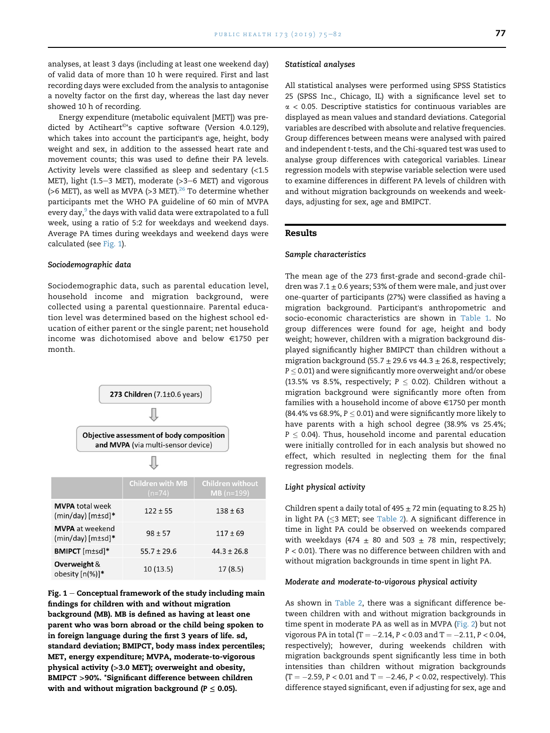analyses, at least 3 days (including at least one weekend day) of valid data of more than 10 h were required. First and last recording days were excluded from the analysis to antagonise a novelty factor on the first day, whereas the last day never showed 10 h of recording.

Energy expenditure (metabolic equivalent [MET]) was predicted by Actiheart©'s captive software (Version 4.0.129), which takes into account the participant's age, height, body weight and sex, in addition to the assessed heart rate and movement counts; this was used to define their PA levels. Activity levels were classified as sleep and sedentary (<1.5 MET), light (1.5–3 MET), moderate (>3–6 MET) and vigorous (>6 MET), as well as MVPA (>3 MET).[26] To determine whether participants met the WHO PA guideline of 60 min of MVPA every day,[9] the days with valid data were extrapolated to a full week, using a ratio of 5:2 for weekdays and weekend days. Average PA times during weekdays and weekend days were calculated (see Fig. 1).

### Sociodemographic data

Sociodemographic data, such as parental education level, household income and migration background, were collected using a parental questionnaire. Parental education level was determined based on the highest school education of either parent or the single parent; net household income was dichotomised above and below €1750 per month.

**273 Children** (7.1±0.6 years)

⇩

**Objective assessment of body composition and MVPA** (via multi-sensor device)

⇩

| | Children with MB (n=74) | Children without MB (n=199) |
|---|---|---|
| **MVPA** total week (min/day) [m±sd]* | 122 ± 55 | 138 ± 63 |
| **MVPA** at weekend (min/day) [m±sd]* | 98 ± 57 | 117 ± 69 |
| **BMIPCT** [m±sd]* | 55.7 ± 29.6 | 44.3 ± 26.8 |
| **Overweight** & obesity [n(%)]* | 10 (13.5) | 17 (8.5) |

**Fig. 1 – Conceptual framework of the study including main findings for children with and without migration background (MB). MB is defined as having at least one parent who was born abroad or the child being spoken to in foreign language during the first 3 years of life. sd, standard deviation; BMIPCT, body mass index percentiles; MET, energy expenditure; MVPA, moderate-to-vigorous physical activity (>3.0 MET); overweight and obesity, BMIPCT >90%. \*Significant difference between children with and without migration background ($P \le 0.05$).**

### Statistical analyses

All statistical analyses were performed using SPSS Statistics 25 (SPSS Inc., Chicago, IL) with a significance level set to $\alpha < 0.05$. Descriptive statistics for continuous variables are displayed as mean values and standard deviations. Categorial variables are described with absolute and relative frequencies. Group differences between means were analysed with paired and independent t-tests, and the Chi-squared test was used to analyse group differences with categorical variables. Linear regression models with stepwise variable selection were used to examine differences in different PA levels of children with and without migration backgrounds on weekends and weekdays, adjusting for sex, age and BMIPCT.

## Results

### Sample characteristics

The mean age of the 273 first-grade and second-grade children was 7.1 ± 0.6 years; 53% of them were male, and just over one-quarter of participants (27%) were classified as having a migration background. Participant's anthropometric and socio-economic characteristics are shown in Table 1. No group differences were found for age, height and body weight; however, children with a migration background displayed significantly higher BMIPCT than children without a migration background (55.7 ± 29.6 vs 44.3 ± 26.8, respectively; $P \le 0.01$) and were significantly more overweight and/or obese (13.5% vs 8.5%, respectively; $P \le 0.02$). Children without a migration background were significantly more often from families with a household income of above €1750 per month (84.4% vs 68.9%, $P \le 0.01$) and were significantly more likely to have parents with a high school degree (38.9% vs 25.4%; $P \le 0.04$). Thus, household income and parental education were initially controlled for in each analysis but showed no effect, which resulted in neglecting them for the final regression models.

### Light physical activity

Children spent a daily total of 495 ± 72 min (equating to 8.25 h) in light PA (≤3 MET; see Table 2). A significant difference in time in light PA could be observed on weekends compared with weekdays (474 ± 80 and 503 ± 78 min, respectively; $P < 0.01$). There was no difference between children with and without migration backgrounds in time spent in light PA.

### Moderate and moderate-to-vigorous physical activity

As shown in Table 2, there was a significant difference between children with and without migration backgrounds in time spent in moderate PA as well as in MVPA (Fig. 2) but not vigorous PA in total ($T = -2.14$, $P < 0.03$ and $T = -2.11$, $P < 0.04$, respectively); however, during weekends children with migration backgrounds spent significantly less time in both intensities than children without migration backgrounds ($T = -2.59$, $P < 0.01$ and $T = -2.46$, $P < 0.02$, respectively). This difference stayed significant, even if adjusting for sex, age and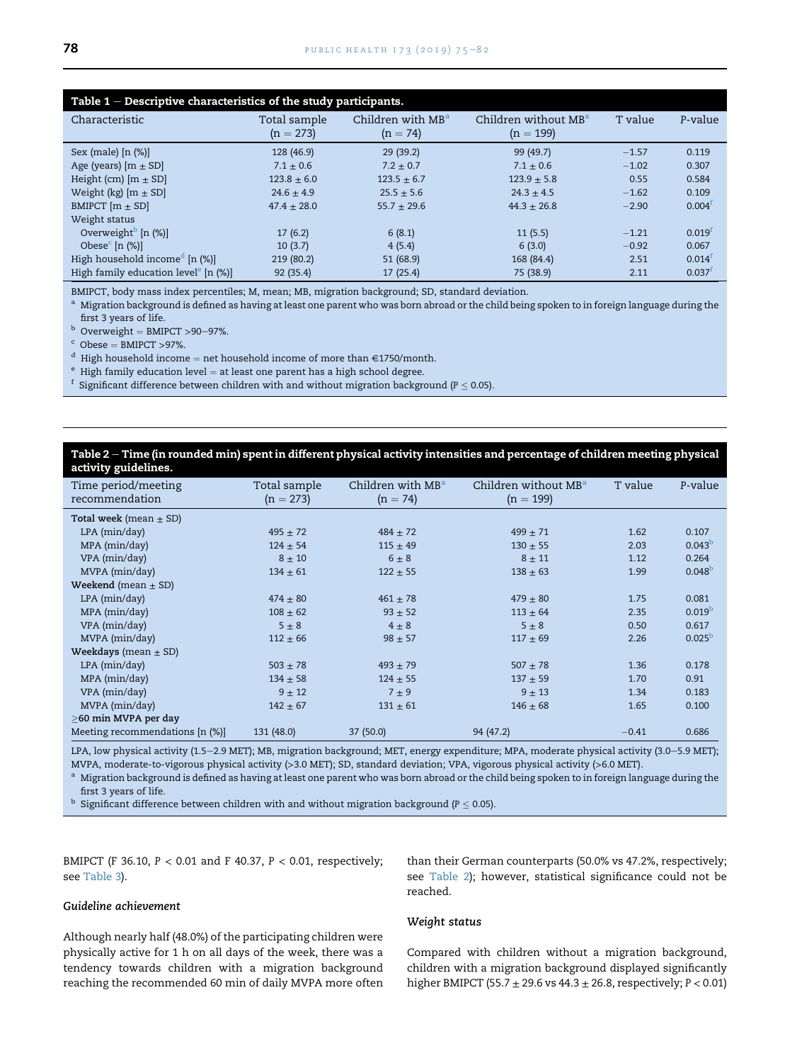**Table 1 – Descriptive characteristics of the study participants.**

| Characteristic | Total sample (n = 273) | Children with MB[a] (n = 74) | Children without MB[a] (n = 199) | T value | P-value |
|---|---|---|---|---|---|
| Sex (male) [n (%)] | 128 (46.9) | 29 (39.2) | 99 (49.7) | −1.57 | 0.119 |
| Age (years) [m ± SD] | 7.1 ± 0.6 | 7.2 ± 0.7 | 7.1 ± 0.6 | −1.02 | 0.307 |
| Height (cm) [m ± SD] | 123.8 ± 6.0 | 123.5 ± 6.7 | 123.9 ± 5.8 | 0.55 | 0.584 |
| Weight (kg) [m ± SD] | 24.6 ± 4.9 | 25.5 ± 5.6 | 24.3 ± 4.5 | −1.62 | 0.109 |
| BMIPCT [m ± SD] | 47.4 ± 28.0 | 55.7 ± 29.6 | 44.3 ± 26.8 | −2.90 | 0.004[f] |
| Weight status | | | | | |
| Overweight[b] [n (%)] | 17 (6.2) | 6 (8.1) | 11 (5.5) | −1.21 | 0.019[f] |
| Obese[c] [n (%)] | 10 (3.7) | 4 (5.4) | 6 (3.0) | −0.92 | 0.067 |
| High household income[d] [n (%)] | 219 (80.2) | 51 (68.9) | 168 (84.4) | 2.51 | 0.014[f] |
| High family education level[e] [n (%)] | 92 (35.4) | 17 (25.4) | 75 (38.9) | 2.11 | 0.037[f] |

BMIPCT, body mass index percentiles; M, mean; MB, migration background; SD, standard deviation.
[a] Migration background is defined as having at least one parent who was born abroad or the child being spoken to in foreign language during the first 3 years of life.
[b] Overweight = BMIPCT >90–97%.
[c] Obese = BMIPCT >97%.
[d] High household income = net household income of more than €1750/month.
[e] High family education level = at least one parent has a high school degree.
[f] Significant difference between children with and without migration background ($P \leq 0.05$).

**Table 2 – Time (in rounded min) spent in different physical activity intensities and percentage of children meeting physical activity guidelines.**

| Time period/meeting recommendation | Total sample (n = 273) | Children with MB[a] (n = 74) | Children without MB[a] (n = 199) | T value | P-value |
|---|---|---|---|---|---|
| **Total week** (mean ± SD) | | | | | |
| LPA (min/day) | 495 ± 72 | 484 ± 72 | 499 ± 71 | 1.62 | 0.107 |
| MPA (min/day) | 124 ± 54 | 115 ± 49 | 130 ± 55 | 2.03 | 0.043[b] |
| VPA (min/day) | 8 ± 10 | 6 ± 8 | 8 ± 11 | 1.12 | 0.264 |
| MVPA (min/day) | 134 ± 61 | 122 ± 55 | 138 ± 63 | 1.99 | 0.048[b] |
| **Weekend** (mean ± SD) | | | | | |
| LPA (min/day) | 474 ± 80 | 461 ± 78 | 479 ± 80 | 1.75 | 0.081 |
| MPA (min/day) | 108 ± 62 | 93 ± 52 | 113 ± 64 | 2.35 | 0.019[b] |
| VPA (min/day) | 5 ± 8 | 4 ± 8 | 5 ± 8 | 0.50 | 0.617 |
| MVPA (min/day) | 112 ± 66 | 98 ± 57 | 117 ± 69 | 2.26 | 0.025[b] |
| **Weekdays** (mean ± SD) | | | | | |
| LPA (min/day) | 503 ± 78 | 493 ± 79 | 507 ± 78 | 1.36 | 0.178 |
| MPA (min/day) | 134 ± 58 | 124 ± 55 | 137 ± 59 | 1.70 | 0.91 |
| VPA (min/day) | 9 ± 12 | 7 ± 9 | 9 ± 13 | 1.34 | 0.183 |
| MVPA (min/day) | 142 ± 67 | 131 ± 61 | 146 ± 68 | 1.65 | 0.100 |
| **≥60 min MVPA per day** | | | | | |
| Meeting recommendations [n (%)] | 131 (48.0) | 37 (50.0) | 94 (47.2) | −0.41 | 0.686 |

LPA, low physical activity (1.5–2.9 MET); MB, migration background; MET, energy expenditure; MPA, moderate physical activity (3.0–5.9 MET); MVPA, moderate-to-vigorous physical activity (>3.0 MET); SD, standard deviation; VPA, vigorous physical activity (>6.0 MET).
[a] Migration background is defined as having at least one parent who was born abroad or the child being spoken to in foreign language during the first 3 years of life.
[b] Significant difference between children with and without migration background ($P \leq 0.05$).

BMIPCT (F 36.10, $P < 0.01$ and F 40.37, $P < 0.01$, respectively; see Table 3).

### Guideline achievement

Although nearly half (48.0%) of the participating children were physically active for 1 h on all days of the week, there was a tendency towards children with a migration background reaching the recommended 60 min of daily MVPA more often than their German counterparts (50.0% vs 47.2%, respectively; see Table 2); however, statistical significance could not be reached.

### Weight status

Compared with children without a migration background, children with a migration background displayed significantly higher BMIPCT (55.7 ± 29.6 vs 44.3 ± 26.8, respectively; $P < 0.01$)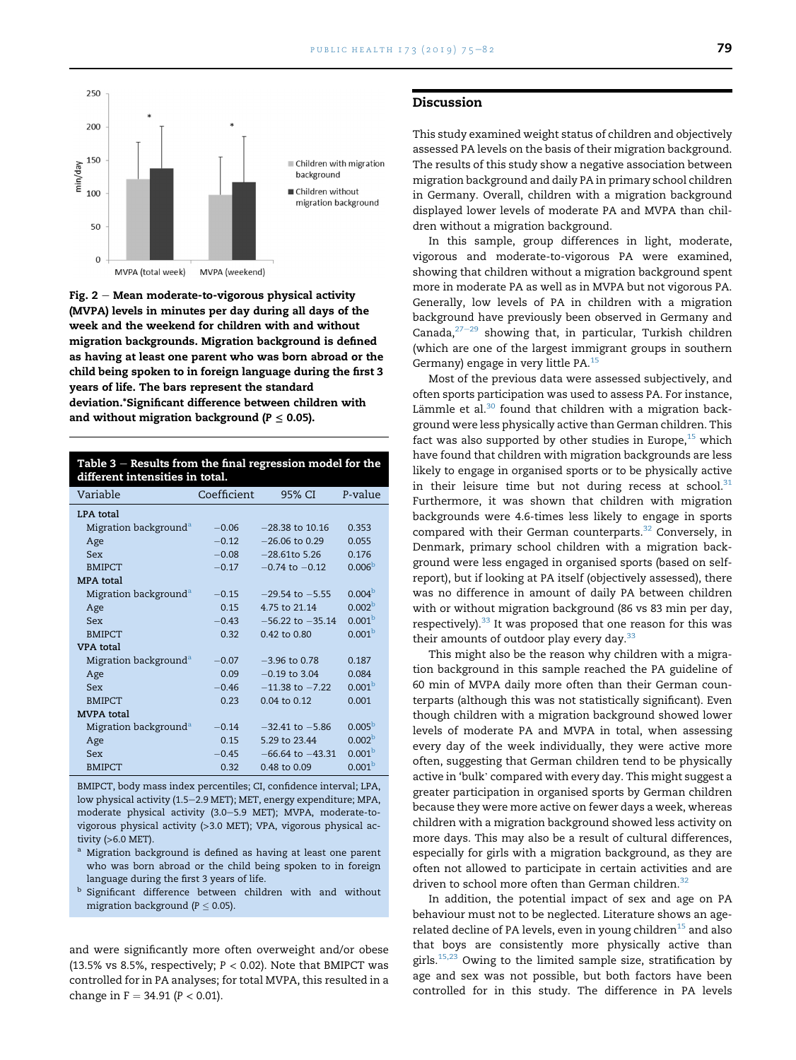Fig. 2 – Mean moderate-to-vigorous physical activity (MVPA) levels in minutes per day during all days of the week and the weekend for children with and without migration backgrounds. Migration background is defined as having at least one parent who was born abroad or the child being spoken to in foreign language during the first 3 years of life. The bars represent the standard deviation.*Significant difference between children with and without migration background ($P \leq 0.05$).

**Table 3 – Results from the final regression model for the different intensities in total.**

| Variable | Coefficient | 95% CI | P-value |
|---|---|---|---|
| **LPA total** | | | |
| Migration background[a] | −0.06 | −28.38 to 10.16 | 0.353 |
| Age | −0.12 | −26.06 to 0.29 | 0.055 |
| Sex | −0.08 | −28.61to 5.26 | 0.176 |
| BMIPCT | −0.17 | −0.74 to −0.12 | 0.006[b] |
| **MPA total** | | | |
| Migration background[a] | −0.15 | −29.54 to −5.55 | 0.004[b] |
| Age | 0.15 | 4.75 to 21.14 | 0.002[b] |
| Sex | −0.43 | −56.22 to −35.14 | 0.001[b] |
| BMIPCT | 0.32 | 0.42 to 0.80 | 0.001[b] |
| **VPA total** | | | |
| Migration background[a] | −0.07 | −3.96 to 0.78 | 0.187 |
| Age | 0.09 | −0.19 to 3.04 | 0.084 |
| Sex | −0.46 | −11.38 to −7.22 | 0.001[b] |
| BMIPCT | 0.23 | 0.04 to 0.12 | 0.001 |
| **MVPA total** | | | |
| Migration background[a] | −0.14 | −32.41 to −5.86 | 0.005[b] |
| Age | 0.15 | 5.29 to 23.44 | 0.002[b] |
| Sex | −0.45 | −66.64 to −43.31 | 0.001[b] |
| BMIPCT | 0.32 | 0.48 to 0.09 | 0.001[b] |

BMIPCT, body mass index percentiles; CI, confidence interval; LPA, low physical activity (1.5–2.9 MET); MET, energy expenditure; MPA, moderate physical activity (3.0–5.9 MET); MVPA, moderate-to-vigorous physical activity (>3.0 MET); VPA, vigorous physical activity (>6.0 MET).

[a] Migration background is defined as having at least one parent who was born abroad or the child being spoken to in foreign language during the first 3 years of life.

[b] Significant difference between children with and without migration background ($P \leq 0.05$).

and were significantly more often overweight and/or obese (13.5% vs 8.5%, respectively; $P < 0.02$). Note that BMIPCT was controlled for in PA analyses; for total MVPA, this resulted in a change in $F = 34.91$ ($P < 0.01$).

## Discussion

This study examined weight status of children and objectively assessed PA levels on the basis of their migration background. The results of this study show a negative association between migration background and daily PA in primary school children in Germany. Overall, children with a migration background displayed lower levels of moderate PA and MVPA than children without a migration background.

In this sample, group differences in light, moderate, vigorous and moderate-to-vigorous PA were examined, showing that children without a migration background spent more in moderate PA as well as in MVPA but not vigorous PA. Generally, low levels of PA in children with a migration background have previously been observed in Germany and Canada,[27–29] showing that, in particular, Turkish children (which are one of the largest immigrant groups in southern Germany) engage in very little PA.[15]

Most of the previous data were assessed subjectively, and often sports participation was used to assess PA. For instance, Lämmle et al.[30] found that children with a migration background were less physically active than German children. This fact was also supported by other studies in Europe,[15] which have found that children with migration backgrounds are less likely to engage in organised sports or to be physically active in their leisure time but not during recess at school.[31] Furthermore, it was shown that children with migration backgrounds were 4.6-times less likely to engage in sports compared with their German counterparts.[32] Conversely, in Denmark, primary school children with a migration background were less engaged in organised sports (based on self-report), but if looking at PA itself (objectively assessed), there was no difference in amount of daily PA between children with or without migration background (86 vs 83 min per day, respectively).[33] It was proposed that one reason for this was their amounts of outdoor play every day.[33]

This might also be the reason why children with a migration background in this sample reached the PA guideline of 60 min of MVPA daily more often than their German counterparts (although this was not statistically significant). Even though children with a migration background showed lower levels of moderate PA and MVPA in total, when assessing every day of the week individually, they were active more often, suggesting that German children tend to be physically active in 'bulk' compared with every day. This might suggest a greater participation in organised sports by German children because they were more active on fewer days a week, whereas children with a migration background showed less activity on more days. This may also be a result of cultural differences, especially for girls with a migration background, as they are often not allowed to participate in certain activities and are driven to school more often than German children.[32]

In addition, the potential impact of sex and age on PA behaviour must not to be neglected. Literature shows an age-related decline of PA levels, even in young children[15] and also that boys are consistently more physically active than girls.[15,23] Owing to the limited sample size, stratification by age and sex was not possible, but both factors have been controlled for in this study. The difference in PA levels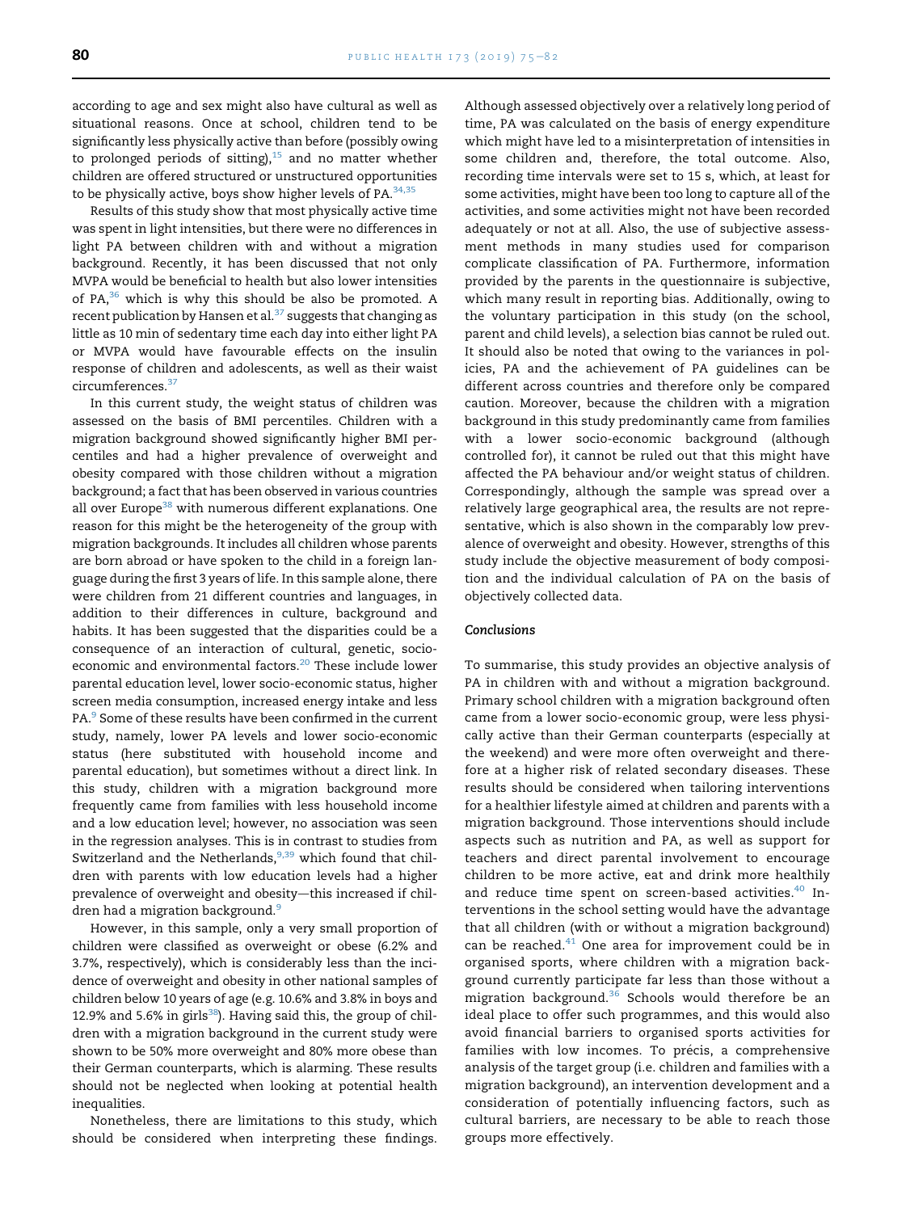according to age and sex might also have cultural as well as situational reasons. Once at school, children tend to be significantly less physically active than before (possibly owing to prolonged periods of sitting),[15] and no matter whether children are offered structured or unstructured opportunities to be physically active, boys show higher levels of PA.[34,35]

Results of this study show that most physically active time was spent in light intensities, but there were no differences in light PA between children with and without a migration background. Recently, it has been discussed that not only MVPA would be beneficial to health but also lower intensities of PA,[36] which is why this should be also be promoted. A recent publication by Hansen et al.[37] suggests that changing as little as 10 min of sedentary time each day into either light PA or MVPA would have favourable effects on the insulin response of children and adolescents, as well as their waist circumferences.[37]

In this current study, the weight status of children was assessed on the basis of BMI percentiles. Children with a migration background showed significantly higher BMI percentiles and had a higher prevalence of overweight and obesity compared with those children without a migration background; a fact that has been observed in various countries all over Europe[38] with numerous different explanations. One reason for this might be the heterogeneity of the group with migration backgrounds. It includes all children whose parents are born abroad or have spoken to the child in a foreign language during the first 3 years of life. In this sample alone, there were children from 21 different countries and languages, in addition to their differences in culture, background and habits. It has been suggested that the disparities could be a consequence of an interaction of cultural, genetic, socio-economic and environmental factors.[20] These include lower parental education level, lower socio-economic status, higher screen media consumption, increased energy intake and less PA.[9] Some of these results have been confirmed in the current study, namely, lower PA levels and lower socio-economic status (here substituted with household income and parental education), but sometimes without a direct link. In this study, children with a migration background more frequently came from families with less household income and a low education level; however, no association was seen in the regression analyses. This is in contrast to studies from Switzerland and the Netherlands,[9,39] which found that children with parents with low education levels had a higher prevalence of overweight and obesity—this increased if children had a migration background.[9]

However, in this sample, only a very small proportion of children were classified as overweight or obese (6.2% and 3.7%, respectively), which is considerably less than the incidence of overweight and obesity in other national samples of children below 10 years of age (e.g. 10.6% and 3.8% in boys and 12.9% and 5.6% in girls[38]). Having said this, the group of children with a migration background in the current study were shown to be 50% more overweight and 80% more obese than their German counterparts, which is alarming. These results should not be neglected when looking at potential health inequalities.

Nonetheless, there are limitations to this study, which should be considered when interpreting these findings. Although assessed objectively over a relatively long period of time, PA was calculated on the basis of energy expenditure which might have led to a misinterpretation of intensities in some children and, therefore, the total outcome. Also, recording time intervals were set to 15 s, which, at least for some activities, might have been too long to capture all of the activities, and some activities might not have been recorded adequately or not at all. Also, the use of subjective assessment methods in many studies used for comparison complicate classification of PA. Furthermore, information provided by the parents in the questionnaire is subjective, which many result in reporting bias. Additionally, owing to the voluntary participation in this study (on the school, parent and child levels), a selection bias cannot be ruled out. It should also be noted that owing to the variances in policies, PA and the achievement of PA guidelines can be different across countries and therefore only be compared caution. Moreover, because the children with a migration background in this study predominantly came from families with a lower socio-economic background (although controlled for), it cannot be ruled out that this might have affected the PA behaviour and/or weight status of children. Correspondingly, although the sample was spread over a relatively large geographical area, the results are not representative, which is also shown in the comparably low prevalence of overweight and obesity. However, strengths of this study include the objective measurement of body composition and the individual calculation of PA on the basis of objectively collected data.

### *Conclusions*

To summarise, this study provides an objective analysis of PA in children with and without a migration background. Primary school children with a migration background often came from a lower socio-economic group, were less physically active than their German counterparts (especially at the weekend) and were more often overweight and therefore at a higher risk of related secondary diseases. These results should be considered when tailoring interventions for a healthier lifestyle aimed at children and parents with a migration background. Those interventions should include aspects such as nutrition and PA, as well as support for teachers and direct parental involvement to encourage children to be more active, eat and drink more healthily and reduce time spent on screen-based activities.[40] Interventions in the school setting would have the advantage that all children (with or without a migration background) can be reached.[41] One area for improvement could be in organised sports, where children with a migration background currently participate far less than those without a migration background.[36] Schools would therefore be an ideal place to offer such programmes, and this would also avoid financial barriers to organised sports activities for families with low incomes. To précis, a comprehensive analysis of the target group (i.e. children and families with a migration background), an intervention development and a consideration of potentially influencing factors, such as cultural barriers, are necessary to be able to reach those groups more effectively.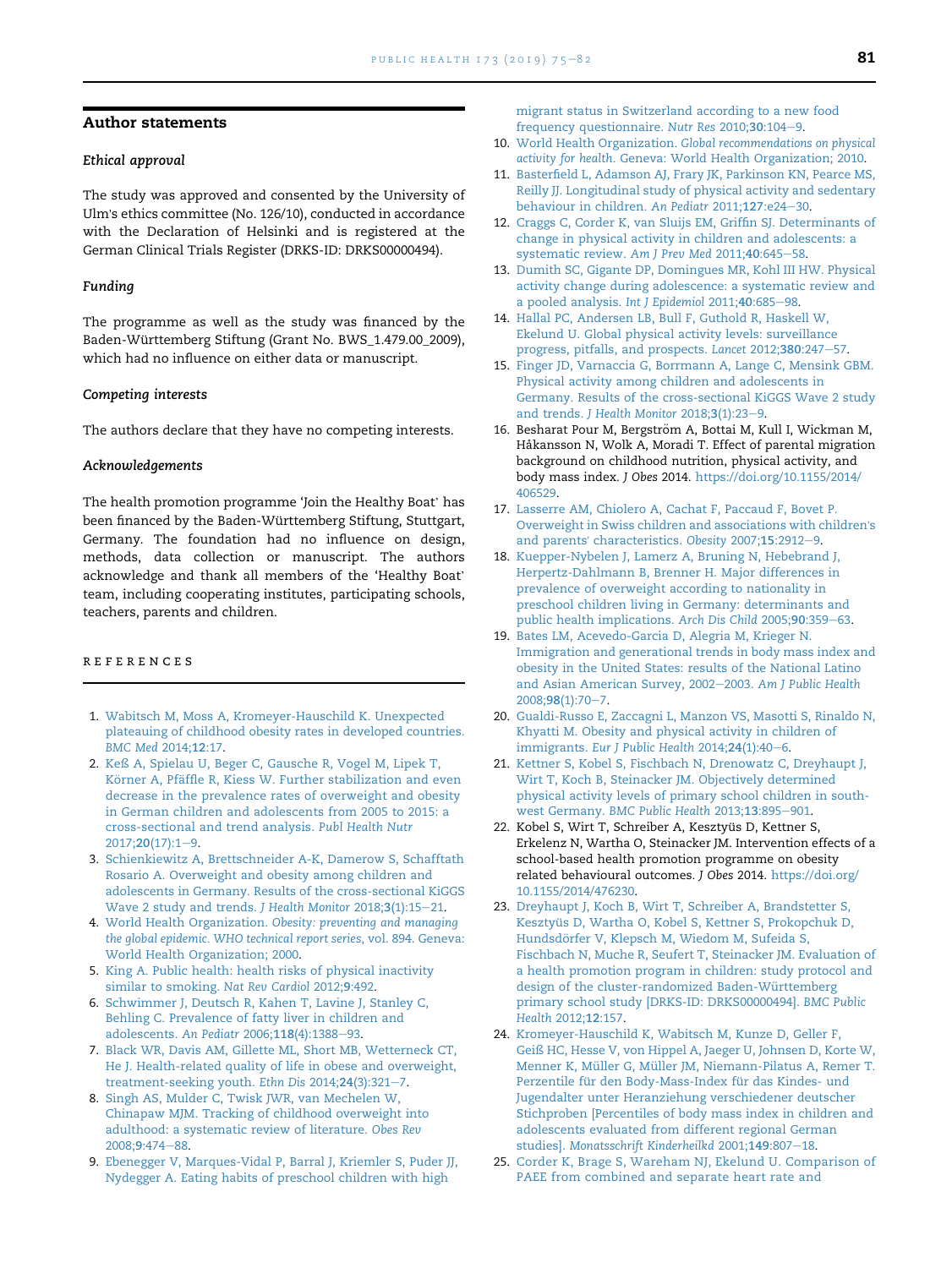## Author statements

### Ethical approval

The study was approved and consented by the University of Ulm's ethics committee (No. 126/10), conducted in accordance with the Declaration of Helsinki and is registered at the German Clinical Trials Register (DRKS-ID: DRKS00000494).

### Funding

The programme as well as the study was financed by the Baden-Württemberg Stiftung (Grant No. BWS_1.479.00_2009), which had no influence on either data or manuscript.

### Competing interests

The authors declare that they have no competing interests.

### Acknowledgements

The health promotion programme 'Join the Healthy Boat' has been financed by the Baden-Württemberg Stiftung, Stuttgart, Germany. The foundation had no influence on design, methods, data collection or manuscript. The authors acknowledge and thank all members of the 'Healthy Boat' team, including cooperating institutes, participating schools, teachers, parents and children.

## REFERENCES

1. Wabitsch M, Moss A, Kromeyer-Hauschild K. Unexpected plateauing of childhood obesity rates in developed countries. *BMC Med* 2014;**12**:17.
2. Keß A, Spielau U, Beger C, Gausche R, Vogel M, Lipek T, Körner A, Pfäffle R, Kiess W. Further stabilization and even decrease in the prevalence rates of overweight and obesity in German children and adolescents from 2005 to 2015: a cross-sectional and trend analysis. *Publ Health Nutr* 2017;**20**(17):1–9.
3. Schienkiewitz A, Brettschneider A-K, Damerow S, Schafftath Rosario A. Overweight and obesity among children and adolescents in Germany. Results of the cross-sectional KiGGS Wave 2 study and trends. *J Health Monitor* 2018;**3**(1):15–21.
4. World Health Organization. *Obesity: preventing and managing the global epidemic. WHO technical report series*, vol. 894. Geneva: World Health Organization; 2000.
5. King A. Public health: health risks of physical inactivity similar to smoking. *Nat Rev Cardiol* 2012;**9**:492.
6. Schwimmer J, Deutsch R, Kahen T, Lavine J, Stanley C, Behling C. Prevalence of fatty liver in children and adolescents. *An Pediatr* 2006;**118**(4):1388–93.
7. Black WR, Davis AM, Gillette ML, Short MB, Wetterneck CT, He J. Health-related quality of life in obese and overweight, treatment-seeking youth. *Ethn Dis* 2014;**24**(3):321–7.
8. Singh AS, Mulder C, Twisk JWR, van Mechelen W, Chinapaw MJM. Tracking of childhood overweight into adulthood: a systematic review of literature. *Obes Rev* 2008;**9**:474–88.
9. Ebenegger V, Marques-Vidal P, Barral J, Kriemler S, Puder JJ, Nydegger A. Eating habits of preschool children with high migrant status in Switzerland according to a new food frequency questionnaire. *Nutr Res* 2010;**30**:104–9.
10. World Health Organization. *Global recommendations on physical activity for health*. Geneva: World Health Organization; 2010.
11. Basterfield L, Adamson AJ, Frary JK, Parkinson KN, Pearce MS, Reilly JJ. Longitudinal study of physical activity and sedentary behaviour in children. *An Pediatr* 2011;**127**:e24–30.
12. Craggs C, Corder K, van Sluijs EM, Griffin SJ. Determinants of change in physical activity in children and adolescents: a systematic review. *Am J Prev Med* 2011;**40**:645–58.
13. Dumith SC, Gigante DP, Domingues MR, Kohl III HW. Physical activity change during adolescence: a systematic review and a pooled analysis. *Int J Epidemiol* 2011;**40**:685–98.
14. Hallal PC, Andersen LB, Bull F, Guthold R, Haskell W, Ekelund U. Global physical activity levels: surveillance progress, pitfalls, and prospects. *Lancet* 2012;**380**:247–57.
15. Finger JD, Varnaccia G, Borrmann A, Lange C, Mensink GBM. Physical activity among children and adolescents in Germany. Results of the cross-sectional KiGGS Wave 2 study and trends. *J Health Monitor* 2018;**3**(1):23–9.
16. Besharat Pour M, Bergström A, Bottai M, Kull I, Wickman M, Håkansson N, Wolk A, Moradi T. Effect of parental migration background on childhood nutrition, physical activity, and body mass index. *J Obes* 2014. https://doi.org/10.1155/2014/406529.
17. Lasserre AM, Chiolero A, Cachat F, Paccaud F, Bovet P. Overweight in Swiss children and associations with children's and parents' characteristics. *Obesity* 2007;**15**:2912–9.
18. Kuepper-Nybelen J, Lamerz A, Bruning N, Hebebrand J, Herpertz-Dahlmann B, Brenner H. Major differences in prevalence of overweight according to nationality in preschool children living in Germany: determinants and public health implications. *Arch Dis Child* 2005;**90**:359–63.
19. Bates LM, Acevedo-Garcia D, Alegria M, Krieger N. Immigration and generational trends in body mass index and obesity in the United States: results of the National Latino and Asian American Survey, 2002–2003. *Am J Public Health* 2008;**98**(1):70–7.
20. Gualdi-Russo E, Zaccagni L, Manzon VS, Masotti S, Rinaldo N, Khyatti M. Obesity and physical activity in children of immigrants. *Eur J Public Health* 2014;**24**(1):40–6.
21. Kettner S, Kobel S, Fischbach N, Drenowatz C, Dreyhaupt J, Wirt T, Koch B, Steinacker JM. Objectively determined physical activity levels of primary school children in south-west Germany. *BMC Public Health* 2013;**13**:895–901.
22. Kobel S, Wirt T, Schreiber A, Kesztyüs D, Kettner S, Erkelenz N, Wartha O, Steinacker JM. Intervention effects of a school-based health promotion programme on obesity related behavioural outcomes. *J Obes* 2014. https://doi.org/10.1155/2014/476230.
23. Dreyhaupt J, Koch B, Wirt T, Schreiber A, Brandstetter S, Kesztyüs D, Wartha O, Kobel S, Kettner S, Prokopchuk D, Hundsdörfer V, Klepsch M, Wiedom M, Sufeida S, Fischbach N, Muche R, Seufert T, Steinacker JM. Evaluation of a health promotion program in children: study protocol and design of the cluster-randomized Baden-Württemberg primary school study [DRKS-ID: DRKS00000494]. *BMC Public Health* 2012;**12**:157.
24. Kromeyer-Hauschild K, Wabitsch M, Kunze D, Geller F, Geiß HC, Hesse V, von Hippel A, Jaeger U, Johnsen D, Korte W, Menner K, Müller G, Müller JM, Niemann-Pilatus A, Remer T. Perzentile für den Body-Mass-Index für das Kindes- und Jugendalter unter Heranziehung verschiedener deutscher Stichproben [Percentiles of body mass index in children and adolescents evaluated from different regional German studies]. *Monatsschrift Kinderheilkd* 2001;**149**:807–18.
25. Corder K, Brage S, Wareham NJ, Ekelund U. Comparison of PAEE from combined and separate heart rate and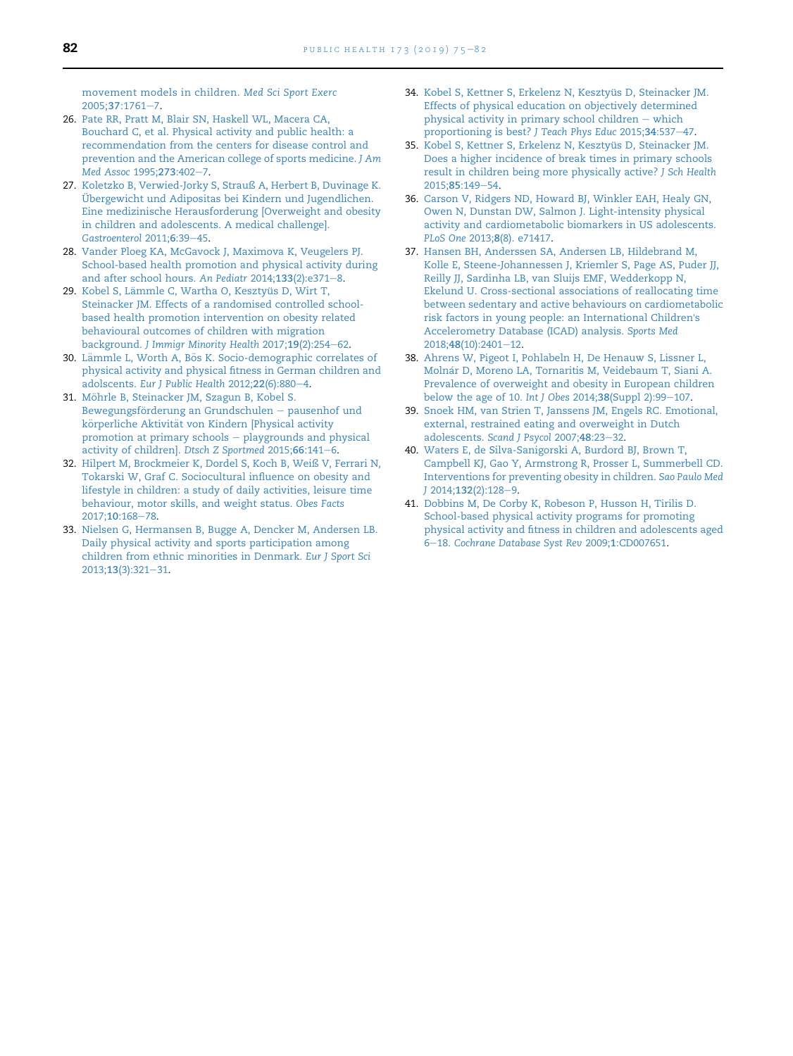movement models in children. *Med Sci Sport Exerc* 2005;**37**:1761–7.

26. Pate RR, Pratt M, Blair SN, Haskell WL, Macera CA, Bouchard C, et al. Physical activity and public health: a recommendation from the centers for disease control and prevention and the American college of sports medicine. *J Am Med Assoc* 1995;**273**:402–7.
27. Koletzko B, Verwied-Jorky S, Strauß A, Herbert B, Duvinage K. Übergewicht und Adipositas bei Kindern und Jugendlichen. Eine medizinische Herausforderung [Overweight and obesity in children and adolescents. A medical challenge]. *Gastroenterol* 2011;**6**:39–45.
28. Vander Ploeg KA, McGavock J, Maximova K, Veugelers PJ. School-based health promotion and physical activity during and after school hours. *An Pediatr* 2014;**133**(2):e371–8.
29. Kobel S, Lämmle C, Wartha O, Kesztyüs D, Wirt T, Steinacker JM. Effects of a randomised controlled school-based health promotion intervention on obesity related behavioural outcomes of children with migration background. *J Immigr Minority Health* 2017;**19**(2):254–62.
30. Lämmle L, Worth A, Bös K. Socio-demographic correlates of physical activity and physical fitness in German children and adolscents. *Eur J Public Health* 2012;**22**(6):880–4.
31. Möhrle B, Steinacker JM, Szagun B, Kobel S. Bewegungsförderung an Grundschulen – pausenhof und körperliche Aktivität von Kindern [Physical activity promotion at primary schools – playgrounds and physical activity of children]. *Dtsch Z Sportmed* 2015;**66**:141–6.
32. Hilpert M, Brockmeier K, Dordel S, Koch B, Weiß V, Ferrari N, Tokarski W, Graf C. Sociocultural influence on obesity and lifestyle in children: a study of daily activities, leisure time behaviour, motor skills, and weight status. *Obes Facts* 2017;**10**:168–78.
33. Nielsen G, Hermansen B, Bugge A, Dencker M, Andersen LB. Daily physical activity and sports participation among children from ethnic minorities in Denmark. *Eur J Sport Sci* 2013;**13**(3):321–31.
34. Kobel S, Kettner S, Erkelenz N, Kesztyüs D, Steinacker JM. Effects of physical education on objectively determined physical activity in primary school children – which proportioning is best? *J Teach Phys Educ* 2015;**34**:537–47.
35. Kobel S, Kettner S, Erkelenz N, Kesztyüs D, Steinacker JM. Does a higher incidence of break times in primary schools result in children being more physically active? *J Sch Health* 2015;**85**:149–54.
36. Carson V, Ridgers ND, Howard BJ, Winkler EAH, Healy GN, Owen N, Dunstan DW, Salmon J. Light-intensity physical activity and cardiometabolic biomarkers in US adolescents. *PLoS One* 2013;**8**(8). e71417.
37. Hansen BH, Anderssen SA, Andersen LB, Hildebrand M, Kolle E, Steene-Johannessen J, Kriemler S, Page AS, Puder JJ, Reilly JJ, Sardinha LB, van Sluijs EMF, Wedderkopp N, Ekelund U. Cross-sectional associations of reallocating time between sedentary and active behaviours on cardiometabolic risk factors in young people: an International Children's Accelerometry Database (ICAD) analysis. *Sports Med* 2018;**48**(10):2401–12.
38. Ahrens W, Pigeot I, Pohlabeln H, De Henauw S, Lissner L, Molnár D, Moreno LA, Tornaritis M, Veidebaum T, Siani A. Prevalence of overweight and obesity in European children below the age of 10. *Int J Obes* 2014;**38**(Suppl 2):99–107.
39. Snoek HM, van Strien T, Janssens JM, Engels RC. Emotional, external, restrained eating and overweight in Dutch adolescents. *Scand J Psycol* 2007;**48**:23–32.
40. Waters E, de Silva-Sanigorski A, Burdord BJ, Brown T, Campbell KJ, Gao Y, Armstrong R, Prosser L, Summerbell CD. Interventions for preventing obesity in children. *Sao Paulo Med J* 2014;**132**(2):128–9.
41. Dobbins M, De Corby K, Robeson P, Husson H, Tirilis D. School-based physical activity programs for promoting physical activity and fitness in children and adolescents aged 6–18. *Cochrane Database Syst Rev* 2009;**1**:CD007651.